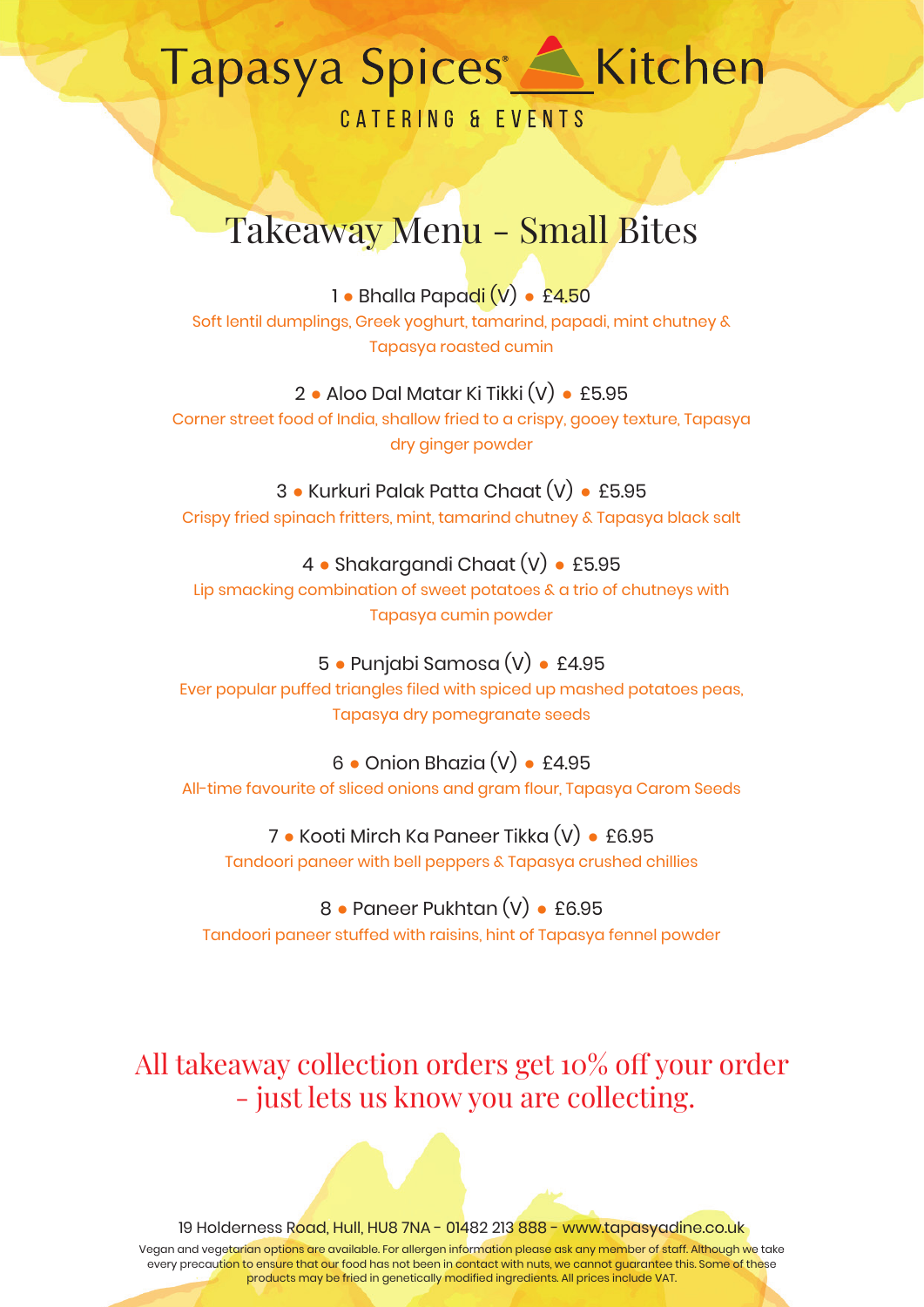# Tapasya Spices® Kitchen

CATERING & EVENTS

## Takeaway Menu - Small Bites

1 • Bhalla Papadi (V) • £4.50

Soft lentil dumplings, Greek yoghurt, tamarind, papadi, mint chutney & Tapasya roasted cumin

2 • Aloo Dal Matar Ki Tikki (V) • £5.95

Corner street food of India, shallow fried to a crispy, gooey texture, Tapasya dry ginger powder

3 • Kurkuri Palak Patta Chaat (V) • £5.95

Crispy fried spinach fritters, mint, tamarind chutney & Tapasya black salt

4 • Shakargandi Chaat (V) • £5.95

Lip smacking combination of sweet potatoes & a trio of chutneys with Tapasya cumin powder

5 • Punjabi Samosa (V) • £4.95

Ever popular puffed triangles filed with spiced up mashed potatoes peas, Tapasya dry pomegranate seeds

6 • Onion Bhazia (V) • £4.95

All-time favourite of sliced onions and gram flour, Tapasya Carom Seeds

7 • Kooti Mirch Ka Paneer Tikka (V) • £6.95

Tandoori paneer with bell peppers & Tapasya crushed chillies

8 • Paneer Pukhtan (V) • £6.95

Tandoori paneer stuffed with raisins, hint of Tapasya fennel powder

All takeaway collection orders get 10% off your order - just lets us know you are collecting.

19 Holderness Road, Hull, HU8 7NA - 01482 213 888 - www.tapasyadine.co.uk

Vegan and vegetarian options are available. For allergen information please ask any member of staff. Although we take every precaution to ensure that our food has not been in contact with nuts, we cannot guarantee this. Some of these products may be fried in genetically modified ingredients. All prices include VAT.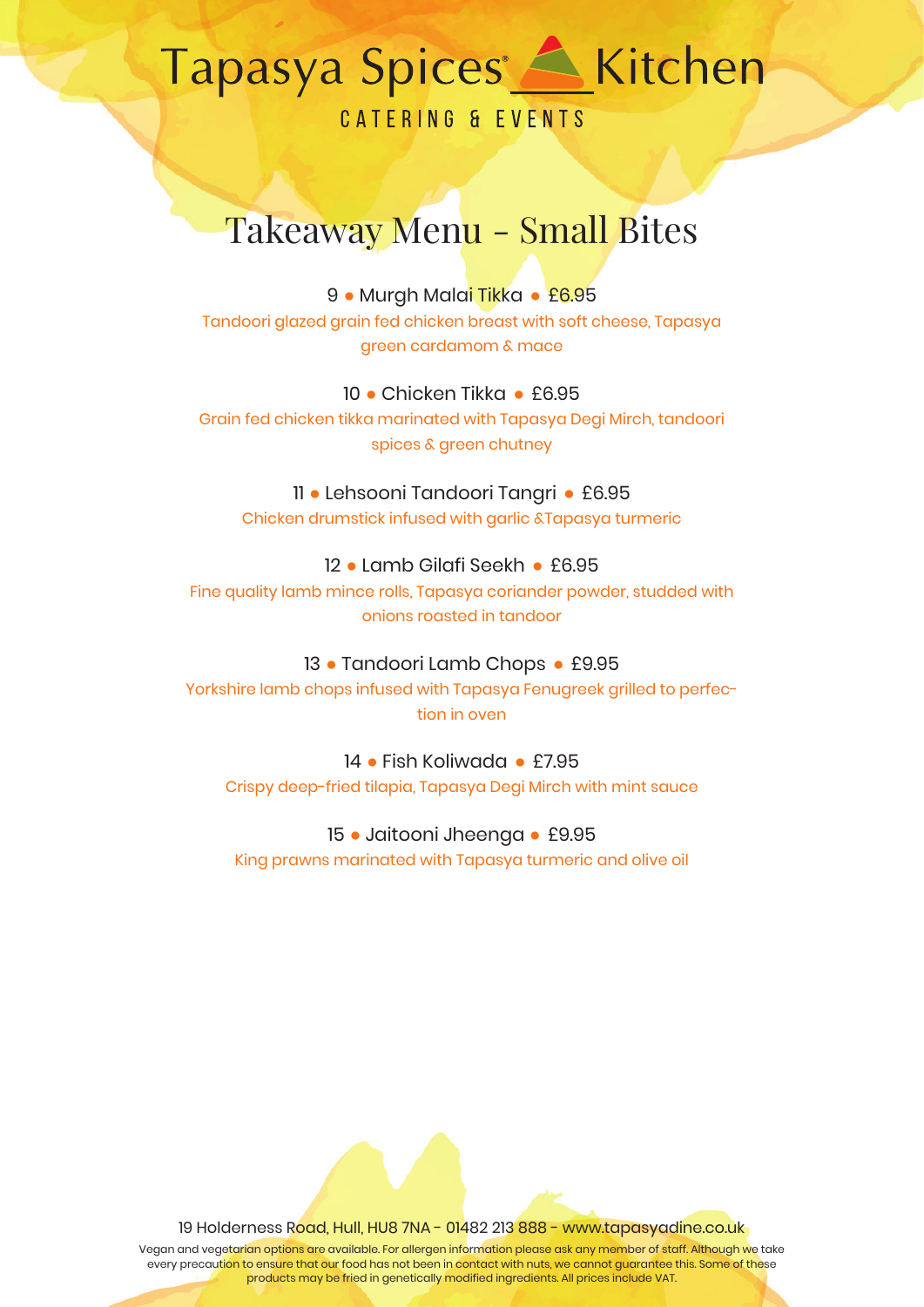# Tapasya Spices® Kitchen

CATERING & EVENTS

## Takeaway Menu - Small Bites

**9 • Murgh Malai Tikka • £6.95**

Tandoori glazed grain fed chicken breast with soft cheese, Tapasya green cardamom & mace

**10 • Chicken Tikka • £6.95**

Grain fed chicken tikka marinated with Tapasya Degi Mirch, tandoori spices & green chutney

**11 • Lehsooni Tandoori Tangri • £6.95**

Chicken drumstick infused with garlic &Tapasya turmeric

**12 • Lamb Gilafi Seekh • £6.95**

Fine quality lamb mince rolls, Tapasya coriander powder, studded with onions roasted in tandoor

**13 • Tandoori Lamb Chops • £9.95**

Yorkshire lamb chops infused with Tapasya Fenugreek grilled to perfection in oven

**14 • Fish Koliwada • £7.95**

Crispy deep-fried tilapia, Tapasya Degi Mirch with mint sauce

**15 • Jaitooni Jheenga • £9.95**

King prawns marinated with Tapasya turmeric and olive oil

19 Holderness Road, Hull, HU8 7NA - 01482 213 888 - www.tapasyadine.co.uk

Vegan and vegetarian options are available. For allergen information please ask any member of staff. Although we take every precaution to ensure that our food has not been in contact with nuts, we cannot guarantee this. Some of these products may be fried in genetically modified ingredients. All prices include VAT.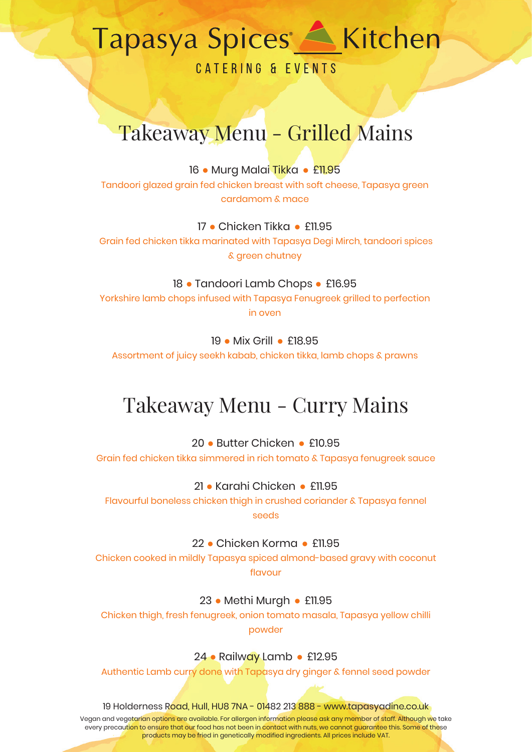# Tapasya Spices Kitchen

CATERING & EVENTS

## Takeaway Menu - Grilled Mains

16 • Murg Malai Tikka • £11.95

Tandoori glazed grain fed chicken breast with soft cheese, Tapasya green cardamom & mace

17 • Chicken Tikka • £11.95

Grain fed chicken tikka marinated with Tapasya Degi Mirch, tandoori spices & green chutney

18 • Tandoori Lamb Chops • £16.95

Yorkshire lamb chops infused with Tapasya Fenugreek grilled to perfection in oven

19 • Mix Grill • £18.95

Assortment of juicy seekh kabab, chicken tikka, lamb chops & prawns

## Takeaway Menu - Curry Mains

20 • Butter Chicken • £10.95

Grain fed chicken tikka simmered in rich tomato & Tapasya fenugreek sauce

21 • Karahi Chicken • £11.95

Flavourful boneless chicken thigh in crushed coriander & Tapasya fennel seeds

22 • Chicken Korma • £11.95

Chicken cooked in mildly Tapasya spiced almond-based gravy with coconut flavour

23 • Methi Murgh • £11.95

Chicken thigh, fresh fenugreek, onion tomato masala, Tapasya yellow chilli powder

24 • Railway Lamb • £12.95

Authentic Lamb curry done with Tapasya dry ginger & fennel seed powder

19 Holderness Road, Hull, HU8 7NA - 01482 213 888 - www.tapasyadine.co.uk

Vegan and vegetarian options are available. For allergen information please ask any member of staff. Although we take every precaution to ensure that our food has not been in contact with nuts, we cannot guarantee this. Some of these products may be fried in genetically modified ingredients. All prices include VAT.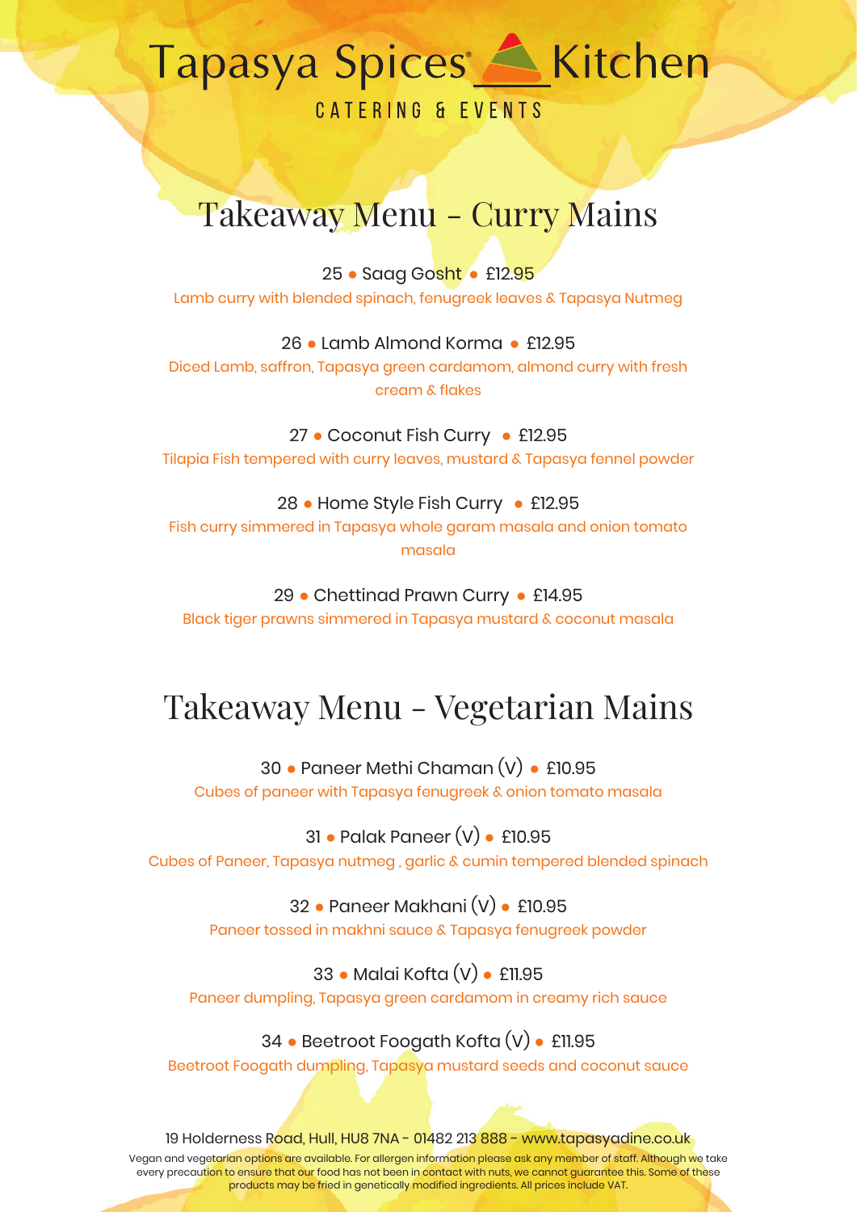# Tapasya Spices Kitchen

CATERING & EVENTS

## Takeaway Menu - Curry Mains

25 • Saag Gosht • £12.95

Lamb curry with blended spinach, fenugreek leaves & Tapasya Nutmeg

26 • Lamb Almond Korma • £12.95

Diced Lamb, saffron, Tapasya green cardamom, almond curry with fresh cream & flakes

27 • Coconut Fish Curry • £12.95

Tilapia Fish tempered with curry leaves, mustard & Tapasya fennel powder

28 • Home Style Fish Curry • £12.95

Fish curry simmered in Tapasya whole garam masala and onion tomato masala

29 • Chettinad Prawn Curry • £14.95

Black tiger prawns simmered in Tapasya mustard & coconut masala

## Takeaway Menu - Vegetarian Mains

30 • Paneer Methi Chaman (V) • £10.95

Cubes of paneer with Tapasya fenugreek & onion tomato masala

31 • Palak Paneer (V) • £10.95

Cubes of Paneer, Tapasya nutmeg , garlic & cumin tempered blended spinach

32 • Paneer Makhani (V) • £10.95

Paneer tossed in makhni sauce & Tapasya fenugreek powder

33 • Malai Kofta (V) • £11.95

Paneer dumpling, Tapasya green cardamom in creamy rich sauce

34 • Beetroot Foogath Kofta (V) • £11.95

Beetroot Foogath dumpling, Tapasya mustard seeds and coconut sauce

19 Holderness Road, Hull, HU8 7NA - 01482 213 888 - www.tapasyadine.co.uk

Vegan and vegetarian options are available. For allergen information please ask any member of staff. Although we take every precaution to ensure that our food has not been in contact with nuts, we cannot guarantee this. Some of these products may be fried in genetically modified ingredients. All prices include VAT.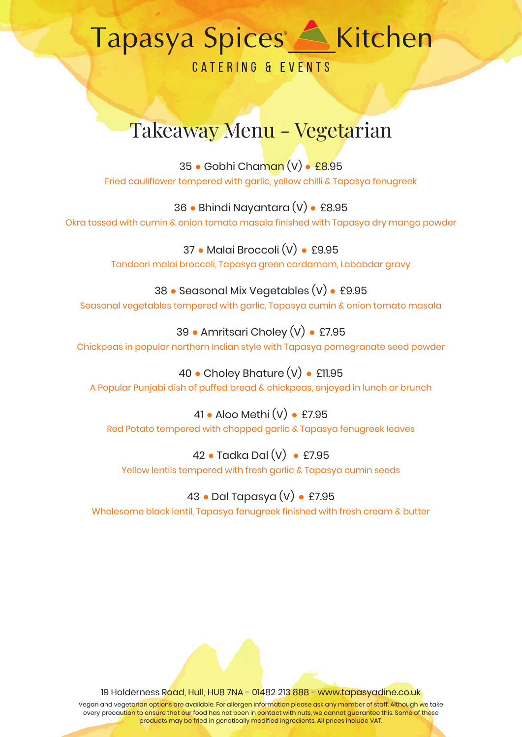# Tapasya Spices Kitchen

CATERING & EVENTS

## Takeaway Menu - Vegetarian

**35 • Gobhi Chaman (V) • £8.95**

Fried cauliflower tempered with garlic, yellow chilli & Tapasya fenugreek

**36 • Bhindi Nayantara (V) • £8.95**

Okra tossed with cumin & onion tomato masala finished with Tapasya dry mango powder

**37 • Malai Broccoli (V) • £9.95**

Tandoori malai broccoli, Tapasya green cardamom, Lababdar gravy

**38 • Seasonal Mix Vegetables (V) • £9.95**

Seasonal vegetables tempered with garlic, Tapasya cumin & onion tomato masala

**39 • Amritsari Choley (V) • £7.95**

Chickpeas in popular northern Indian style with Tapasya pomegranate seed powder

**40 • Choley Bhature (V) • £11.95**

A Popular Punjabi dish of puffed bread & chickpeas, enjoyed in lunch or brunch

**41 • Aloo Methi (V) • £7.95**

Red Potato tempered with chopped garlic & Tapasya fenugreek leaves

**42 • Tadka Dal (V) • £7.95**

Yellow lentils tempered with fresh garlic & Tapasya cumin seeds

**43 • Dal Tapasya (V) • £7.95**

Wholesome black lentil, Tapasya fenugreek finished with fresh cream & butter

19 Holderness Road, Hull, HU8 7NA - 01482 213 888 - www.tapasyadine.co.uk

Vegan and vegetarian options are available. For allergen information please ask any member of staff. Although we take every precaution to ensure that our food has not been in contact with nuts, we cannot guarantee this. Some of these products may be fried in genetically modified ingredients. All prices include VAT.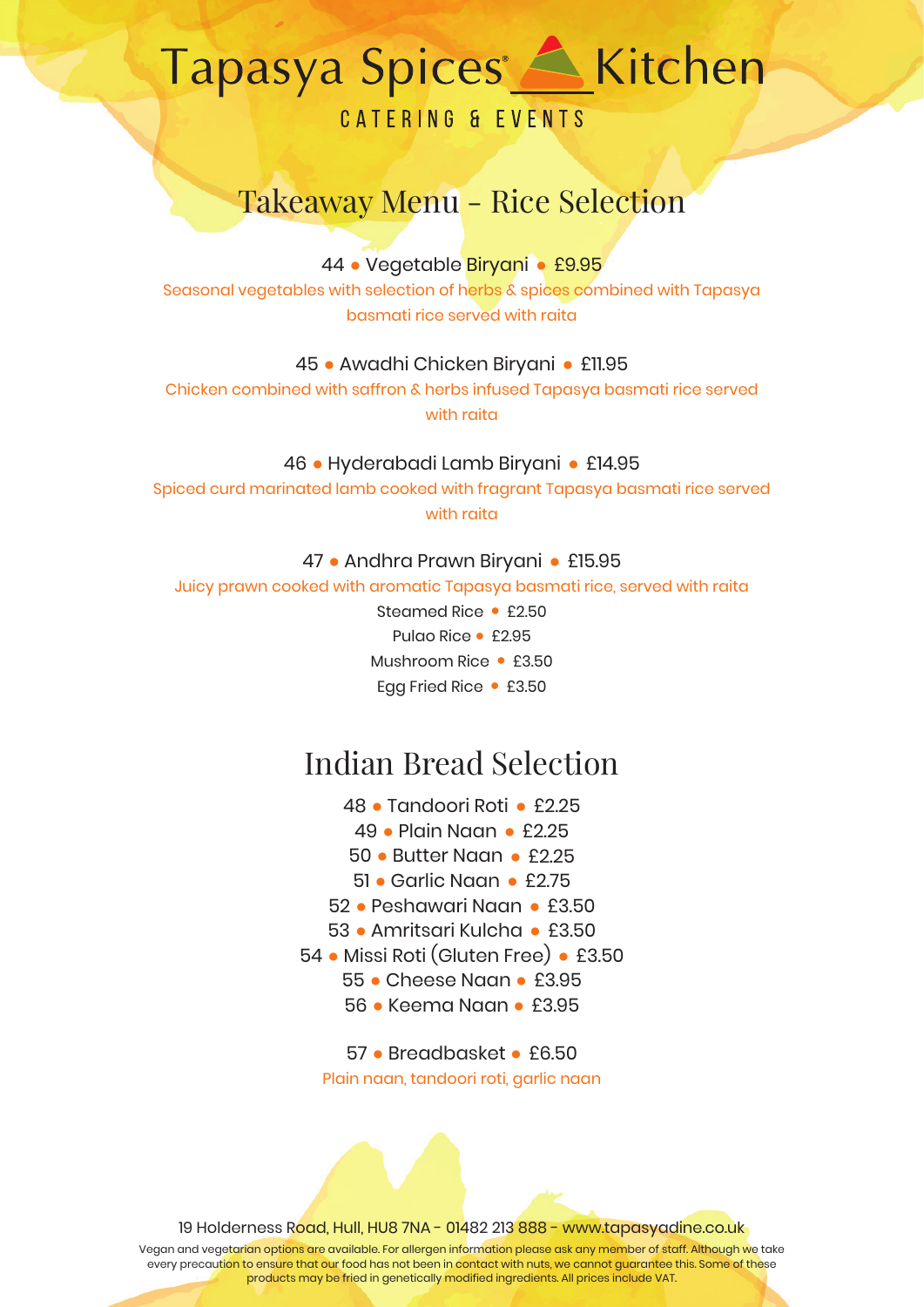# Tapasya Spices Kitchen

CATERING & EVENTS

## Takeaway Menu - Rice Selection

44 • Vegetable Biryani • £9.95

Seasonal vegetables with selection of herbs & spices combined with Tapasya basmati rice served with raita

45 • Awadhi Chicken Biryani • £11.95

Chicken combined with saffron & herbs infused Tapasya basmati rice served with raita

46 • Hyderabadi Lamb Biryani • £14.95

Spiced curd marinated lamb cooked with fragrant Tapasya basmati rice served with raita

47 • Andhra Prawn Biryani • £15.95

Juicy prawn cooked with aromatic Tapasya basmati rice, served with raita

Steamed Rice • £2.50

Pulao Rice • £2.95

Mushroom Rice • £3.50

Egg Fried Rice • £3.50

## Indian Bread Selection

48 • Tandoori Roti • £2.25

49 • Plain Naan • £2.25

50 • Butter Naan • £2.25

51 • Garlic Naan • £2.75

52 • Peshawari Naan • £3.50

53 • Amritsari Kulcha • £3.50

54 • Missi Roti (Gluten Free) • £3.50

55 • Cheese Naan • £3.95

56 • Keema Naan • £3.95

57 • Breadbasket • £6.50

Plain naan, tandoori roti, garlic naan

19 Holderness Road, Hull, HU8 7NA - 01482 213 888 - www.tapasyadine.co.uk

Vegan and vegetarian options are available. For allergen information please ask any member of staff. Although we take every precaution to ensure that our food has not been in contact with nuts, we cannot guarantee this. Some of these products may be fried in genetically modified ingredients. All prices include VAT.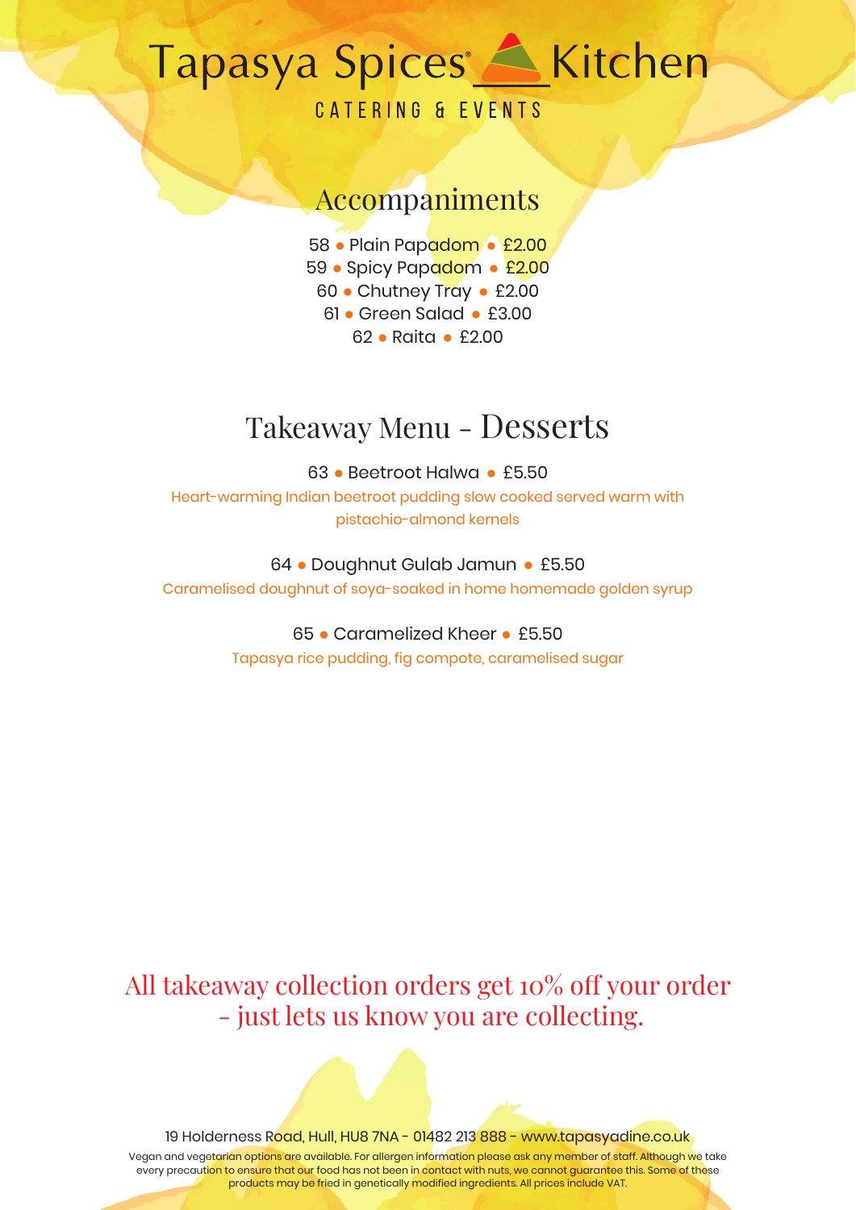# Tapasya Spices Kitchen

CATERING & EVENTS

## Accompaniments

58 • Plain Papadom • £2.00

59 • Spicy Papadom • £2.00

60 • Chutney Tray • £2.00

61 • Green Salad • £3.00

62 • Raita • £2.00

## Takeaway Menu - Desserts

63 • Beetroot Halwa • £5.50

Heart-warming Indian beetroot pudding slow cooked served warm with pistachio-almond kernels

64 • Doughnut Gulab Jamun • £5.50

Caramelised doughnut of soya-soaked in home homemade golden syrup

65 • Caramelized Kheer • £5.50

Tapasya rice pudding, fig compote, caramelised sugar

All takeaway collection orders get 10% off your order - just lets us know you are collecting.

19 Holderness Road, Hull, HU8 7NA - 01482 213 888 - www.tapasyadine.co.uk

Vegan and vegetarian options are available. For allergen information please ask any member of staff. Although we take every precaution to ensure that our food has not been in contact with nuts, we cannot guarantee this. Some of these products may be fried in genetically modified ingredients. All prices include VAT.